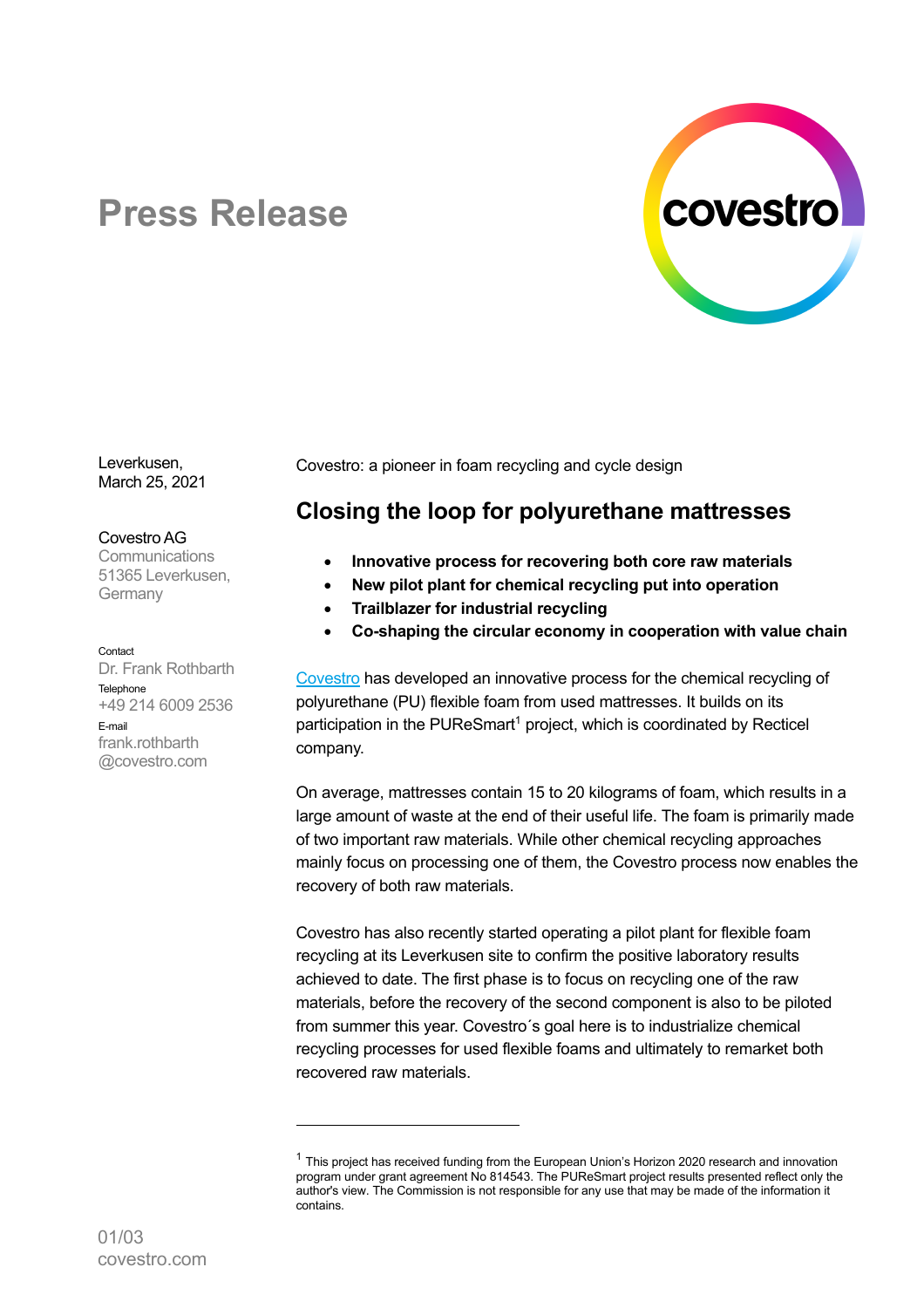# Press Release

Leverkusen,
March 25, 2021

Covestro AG
Communications
51365 Leverkusen,
Germany

Contact
Dr. Frank Rothbarth
Telephone
+49 214 6009 2536
E-mail
frank.rothbarth
@covestro.com

Covestro: a pioneer in foam recycling and cycle design

## Closing the loop for polyurethane mattresses

- **Innovative process for recovering both core raw materials**
- **New pilot plant for chemical recycling put into operation**
- **Trailblazer for industrial recycling**
- **Co-shaping the circular economy in cooperation with value chain**

Covestro has developed an innovative process for the chemical recycling of polyurethane (PU) flexible foam from used mattresses. It builds on its participation in the PUReSmart[1] project, which is coordinated by Recticel company.

On average, mattresses contain 15 to 20 kilograms of foam, which results in a large amount of waste at the end of their useful life. The foam is primarily made of two important raw materials. While other chemical recycling approaches mainly focus on processing one of them, the Covestro process now enables the recovery of both raw materials.

Covestro has also recently started operating a pilot plant for flexible foam recycling at its Leverkusen site to confirm the positive laboratory results achieved to date. The first phase is to focus on recycling one of the raw materials, before the recovery of the second component is also to be piloted from summer this year. Covestro´s goal here is to industrialize chemical recycling processes for used flexible foams and ultimately to remarket both recovered raw materials.

[1] This project has received funding from the European Union's Horizon 2020 research and innovation program under grant agreement No 814543. The PUReSmart project results presented reflect only the author's view. The Commission is not responsible for any use that may be made of the information it contains.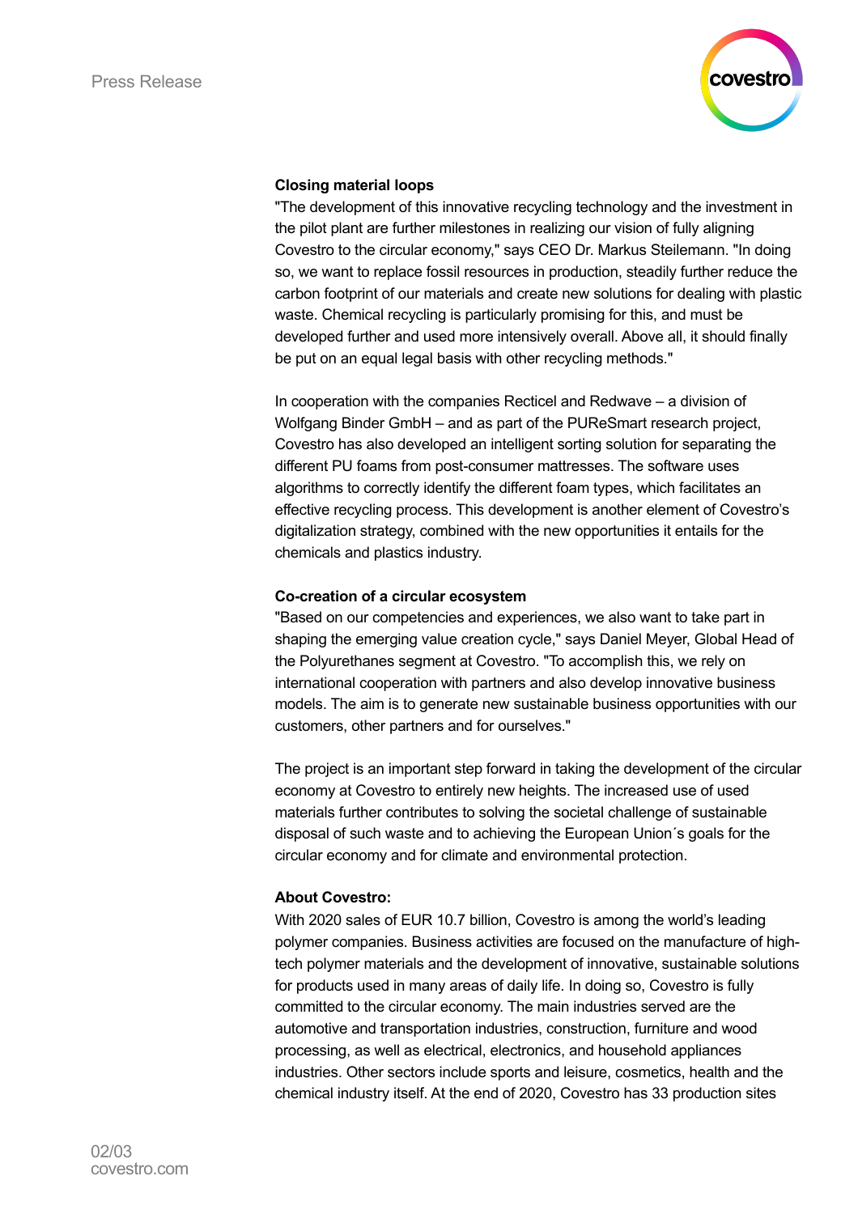**Closing material loops**

"The development of this innovative recycling technology and the investment in the pilot plant are further milestones in realizing our vision of fully aligning Covestro to the circular economy," says CEO Dr. Markus Steilemann. "In doing so, we want to replace fossil resources in production, steadily further reduce the carbon footprint of our materials and create new solutions for dealing with plastic waste. Chemical recycling is particularly promising for this, and must be developed further and used more intensively overall. Above all, it should finally be put on an equal legal basis with other recycling methods."

In cooperation with the companies Recticel and Redwave – a division of Wolfgang Binder GmbH – and as part of the PUReSmart research project, Covestro has also developed an intelligent sorting solution for separating the different PU foams from post-consumer mattresses. The software uses algorithms to correctly identify the different foam types, which facilitates an effective recycling process. This development is another element of Covestro's digitalization strategy, combined with the new opportunities it entails for the chemicals and plastics industry.

**Co-creation of a circular ecosystem**

"Based on our competencies and experiences, we also want to take part in shaping the emerging value creation cycle," says Daniel Meyer, Global Head of the Polyurethanes segment at Covestro. "To accomplish this, we rely on international cooperation with partners and also develop innovative business models. The aim is to generate new sustainable business opportunities with our customers, other partners and for ourselves."

The project is an important step forward in taking the development of the circular economy at Covestro to entirely new heights. The increased use of used materials further contributes to solving the societal challenge of sustainable disposal of such waste and to achieving the European Union´s goals for the circular economy and for climate and environmental protection.

**About Covestro:**

With 2020 sales of EUR 10.7 billion, Covestro is among the world's leading polymer companies. Business activities are focused on the manufacture of high-tech polymer materials and the development of innovative, sustainable solutions for products used in many areas of daily life. In doing so, Covestro is fully committed to the circular economy. The main industries served are the automotive and transportation industries, construction, furniture and wood processing, as well as electrical, electronics, and household appliances industries. Other sectors include sports and leisure, cosmetics, health and the chemical industry itself. At the end of 2020, Covestro has 33 production sites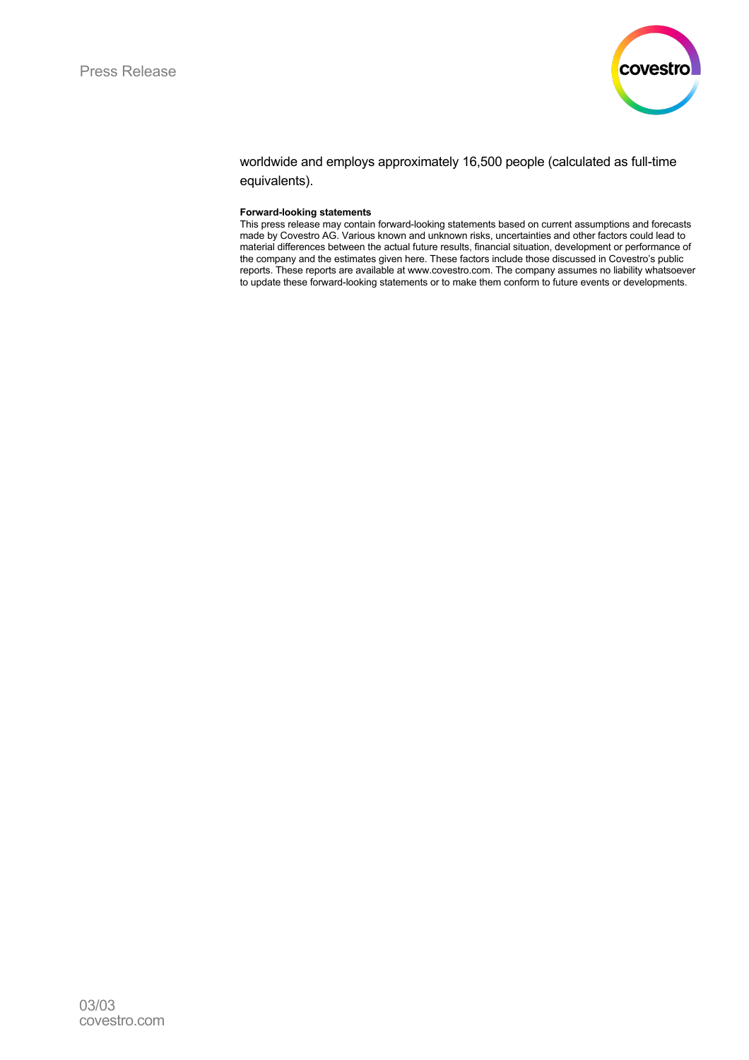worldwide and employs approximately 16,500 people (calculated as full-time equivalents).

**Forward-looking statements**

This press release may contain forward-looking statements based on current assumptions and forecasts made by Covestro AG. Various known and unknown risks, uncertainties and other factors could lead to material differences between the actual future results, financial situation, development or performance of the company and the estimates given here. These factors include those discussed in Covestro's public reports. These reports are available at www.covestro.com. The company assumes no liability whatsoever to update these forward-looking statements or to make them conform to future events or developments.